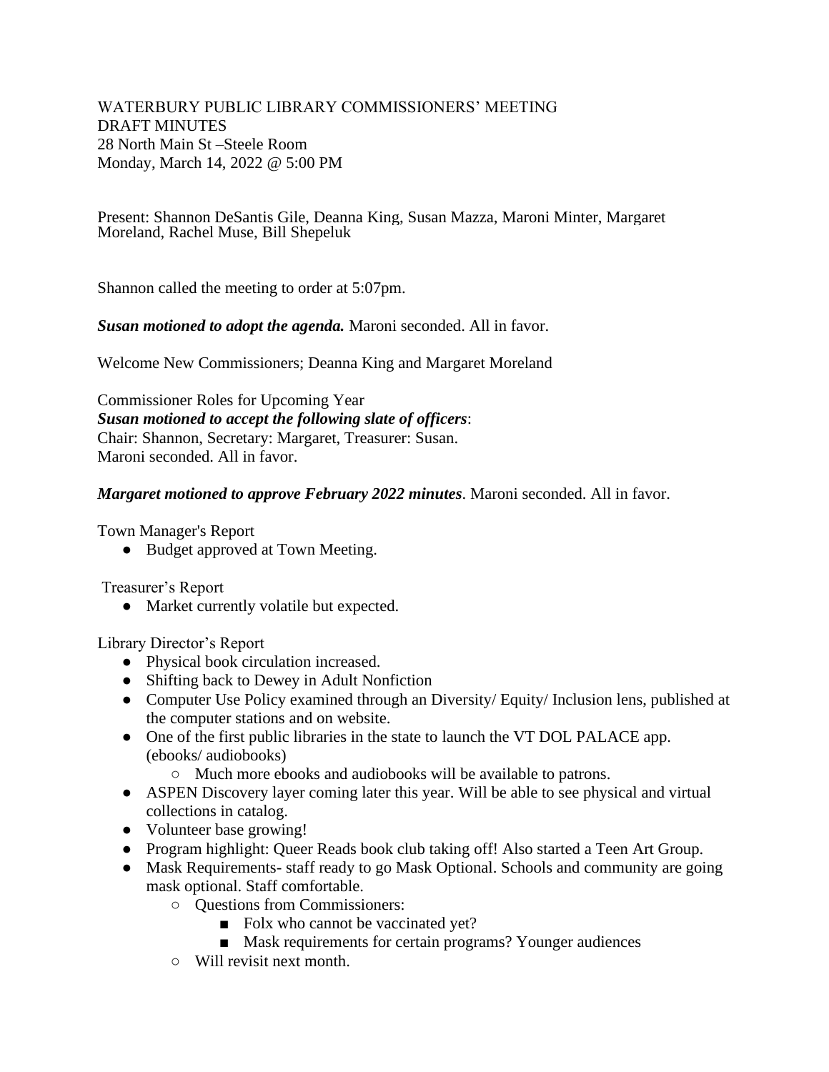WATERBURY PUBLIC LIBRARY COMMISSIONERS' MEETING
DRAFT MINUTES
28 North Main St –Steele Room
Monday, March 14, 2022 @ 5:00 PM

Present: Shannon DeSantis Gile, Deanna King, Susan Mazza, Maroni Minter, Margaret Moreland, Rachel Muse, Bill Shepeluk

Shannon called the meeting to order at 5:07pm.

***Susan motioned to adopt the agenda.*** Maroni seconded. All in favor.

Welcome New Commissioners; Deanna King and Margaret Moreland

Commissioner Roles for Upcoming Year
***Susan motioned to accept the following slate of officers***:
Chair: Shannon, Secretary: Margaret, Treasurer: Susan.
Maroni seconded. All in favor.

***Margaret motioned to approve February 2022 minutes***. Maroni seconded. All in favor.

Town Manager's Report

- Budget approved at Town Meeting.

Treasurer's Report

- Market currently volatile but expected.

Library Director's Report

- Physical book circulation increased.
- Shifting back to Dewey in Adult Nonfiction
- Computer Use Policy examined through an Diversity/ Equity/ Inclusion lens, published at the computer stations and on website.
- One of the first public libraries in the state to launch the VT DOL PALACE app. (ebooks/ audiobooks)
    - Much more ebooks and audiobooks will be available to patrons.
- ASPEN Discovery layer coming later this year. Will be able to see physical and virtual collections in catalog.
- Volunteer base growing!
- Program highlight: Queer Reads book club taking off! Also started a Teen Art Group.
- Mask Requirements- staff ready to go Mask Optional. Schools and community are going mask optional. Staff comfortable.
    - Questions from Commissioners:
        - Folx who cannot be vaccinated yet?
        - Mask requirements for certain programs? Younger audiences
    - Will revisit next month.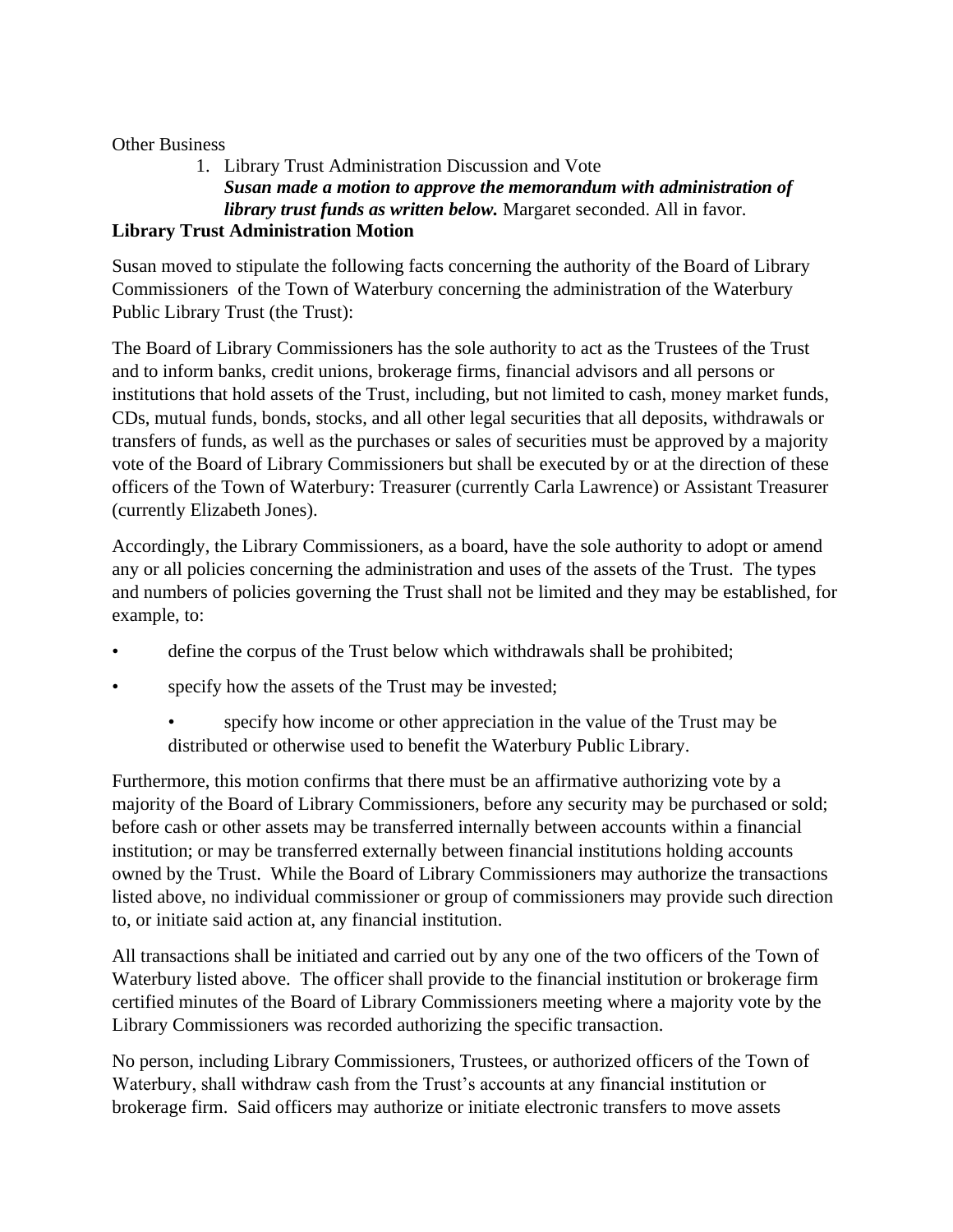Other Business

1. Library Trust Administration Discussion and Vote
   ***Susan made a motion to approve the memorandum with administration of library trust funds as written below.*** Margaret seconded. All in favor.

**Library Trust Administration Motion**

Susan moved to stipulate the following facts concerning the authority of the Board of Library Commissioners of the Town of Waterbury concerning the administration of the Waterbury Public Library Trust (the Trust):

The Board of Library Commissioners has the sole authority to act as the Trustees of the Trust and to inform banks, credit unions, brokerage firms, financial advisors and all persons or institutions that hold assets of the Trust, including, but not limited to cash, money market funds, CDs, mutual funds, bonds, stocks, and all other legal securities that all deposits, withdrawals or transfers of funds, as well as the purchases or sales of securities must be approved by a majority vote of the Board of Library Commissioners but shall be executed by or at the direction of these officers of the Town of Waterbury: Treasurer (currently Carla Lawrence) or Assistant Treasurer (currently Elizabeth Jones).

Accordingly, the Library Commissioners, as a board, have the sole authority to adopt or amend any or all policies concerning the administration and uses of the assets of the Trust. The types and numbers of policies governing the Trust shall not be limited and they may be established, for example, to:

- define the corpus of the Trust below which withdrawals shall be prohibited;
- specify how the assets of the Trust may be invested;
  - specify how income or other appreciation in the value of the Trust may be distributed or otherwise used to benefit the Waterbury Public Library.

Furthermore, this motion confirms that there must be an affirmative authorizing vote by a majority of the Board of Library Commissioners, before any security may be purchased or sold; before cash or other assets may be transferred internally between accounts within a financial institution; or may be transferred externally between financial institutions holding accounts owned by the Trust. While the Board of Library Commissioners may authorize the transactions listed above, no individual commissioner or group of commissioners may provide such direction to, or initiate said action at, any financial institution.

All transactions shall be initiated and carried out by any one of the two officers of the Town of Waterbury listed above. The officer shall provide to the financial institution or brokerage firm certified minutes of the Board of Library Commissioners meeting where a majority vote by the Library Commissioners was recorded authorizing the specific transaction.

No person, including Library Commissioners, Trustees, or authorized officers of the Town of Waterbury, shall withdraw cash from the Trust's accounts at any financial institution or brokerage firm. Said officers may authorize or initiate electronic transfers to move assets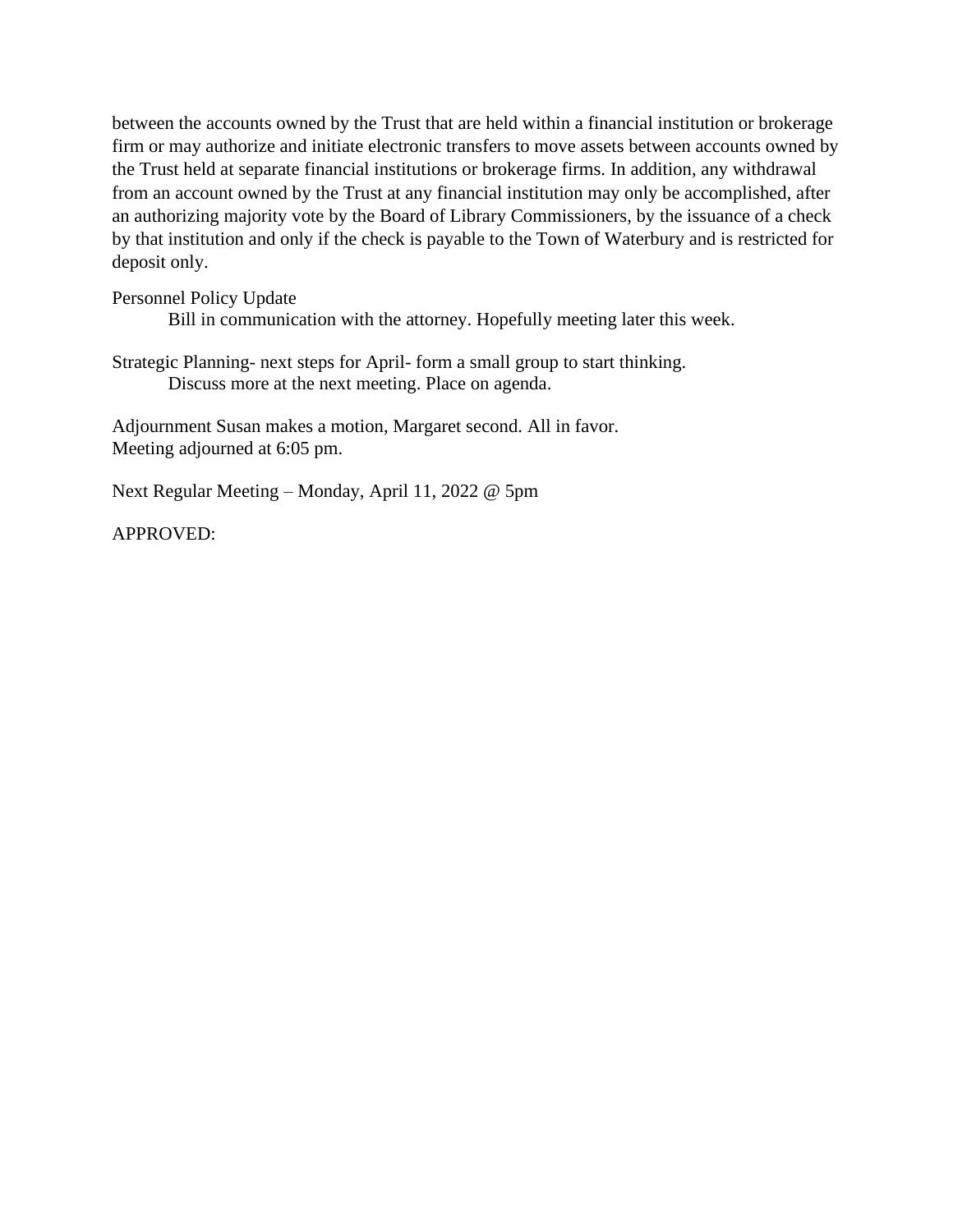between the accounts owned by the Trust that are held within a financial institution or brokerage firm or may authorize and initiate electronic transfers to move assets between accounts owned by the Trust held at separate financial institutions or brokerage firms. In addition, any withdrawal from an account owned by the Trust at any financial institution may only be accomplished, after an authorizing majority vote by the Board of Library Commissioners, by the issuance of a check by that institution and only if the check is payable to the Town of Waterbury and is restricted for deposit only.

Personnel Policy Update

Bill in communication with the attorney. Hopefully meeting later this week.

Strategic Planning- next steps for April- form a small group to start thinking.

Discuss more at the next meeting. Place on agenda.

Adjournment Susan makes a motion, Margaret second. All in favor.
Meeting adjourned at 6:05 pm.

Next Regular Meeting – Monday, April 11, 2022 @ 5pm

APPROVED: